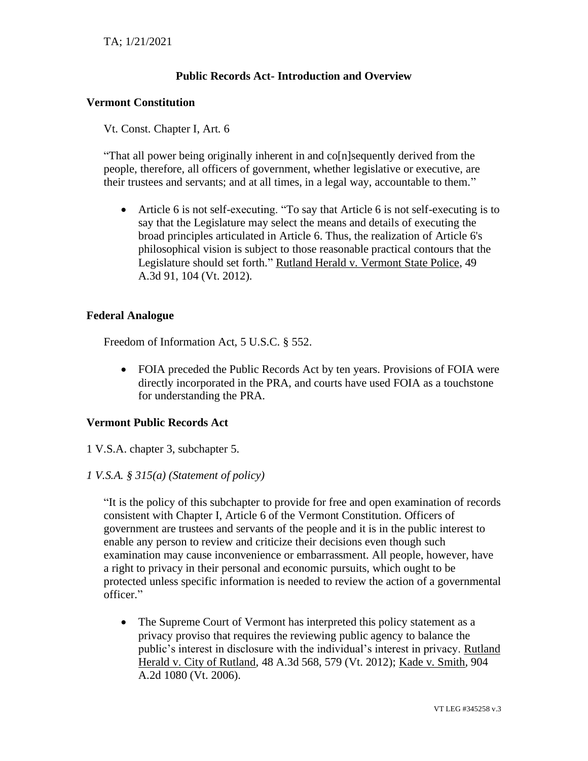TA; 1/21/2021

# Public Records Act- Introduction and Overview

## Vermont Constitution

Vt. Const. Chapter I, Art. 6

"That all power being originally inherent in and co[n]sequently derived from the people, therefore, all officers of government, whether legislative or executive, are their trustees and servants; and at all times, in a legal way, accountable to them."

- Article 6 is not self-executing. "To say that Article 6 is not self-executing is to say that the Legislature may select the means and details of executing the broad principles articulated in Article 6. Thus, the realization of Article 6's philosophical vision is subject to those reasonable practical contours that the Legislature should set forth." Rutland Herald v. Vermont State Police, 49 A.3d 91, 104 (Vt. 2012).

## Federal Analogue

Freedom of Information Act, 5 U.S.C. § 552.

- FOIA preceded the Public Records Act by ten years. Provisions of FOIA were directly incorporated in the PRA, and courts have used FOIA as a touchstone for understanding the PRA.

## Vermont Public Records Act

1 V.S.A. chapter 3, subchapter 5.

*1 V.S.A. § 315(a) (Statement of policy)*

"It is the policy of this subchapter to provide for free and open examination of records consistent with Chapter I, Article 6 of the Vermont Constitution. Officers of government are trustees and servants of the people and it is in the public interest to enable any person to review and criticize their decisions even though such examination may cause inconvenience or embarrassment. All people, however, have a right to privacy in their personal and economic pursuits, which ought to be protected unless specific information is needed to review the action of a governmental officer."

- The Supreme Court of Vermont has interpreted this policy statement as a privacy proviso that requires the reviewing public agency to balance the public's interest in disclosure with the individual's interest in privacy. Rutland Herald v. City of Rutland, 48 A.3d 568, 579 (Vt. 2012); Kade v. Smith, 904 A.2d 1080 (Vt. 2006).

VT LEG #345258 v.3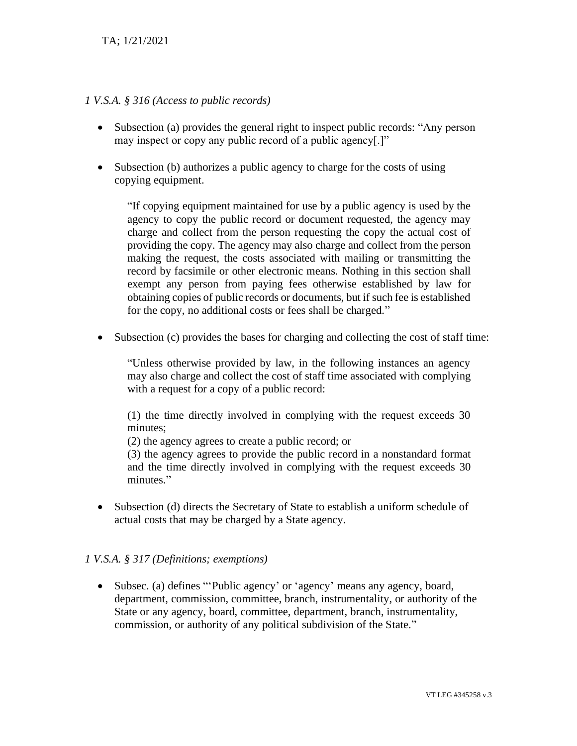*1 V.S.A. § 316 (Access to public records)*

- Subsection (a) provides the general right to inspect public records: "Any person may inspect or copy any public record of a public agency[.]"

- Subsection (b) authorizes a public agency to charge for the costs of using copying equipment.

  > "If copying equipment maintained for use by a public agency is used by the agency to copy the public record or document requested, the agency may charge and collect from the person requesting the copy the actual cost of providing the copy. The agency may also charge and collect from the person making the request, the costs associated with mailing or transmitting the record by facsimile or other electronic means. Nothing in this section shall exempt any person from paying fees otherwise established by law for obtaining copies of public records or documents, but if such fee is established for the copy, no additional costs or fees shall be charged."

- Subsection (c) provides the bases for charging and collecting the cost of staff time:

  > "Unless otherwise provided by law, in the following instances an agency may also charge and collect the cost of staff time associated with complying with a request for a copy of a public record:
  >
  > (1) the time directly involved in complying with the request exceeds 30 minutes;
  > (2) the agency agrees to create a public record; or
  > (3) the agency agrees to provide the public record in a nonstandard format and the time directly involved in complying with the request exceeds 30 minutes."

- Subsection (d) directs the Secretary of State to establish a uniform schedule of actual costs that may be charged by a State agency.

*1 V.S.A. § 317 (Definitions; exemptions)*

- Subsec. (a) defines "'Public agency' or 'agency' means any agency, board, department, commission, committee, branch, instrumentality, or authority of the State or any agency, board, committee, department, branch, instrumentality, commission, or authority of any political subdivision of the State."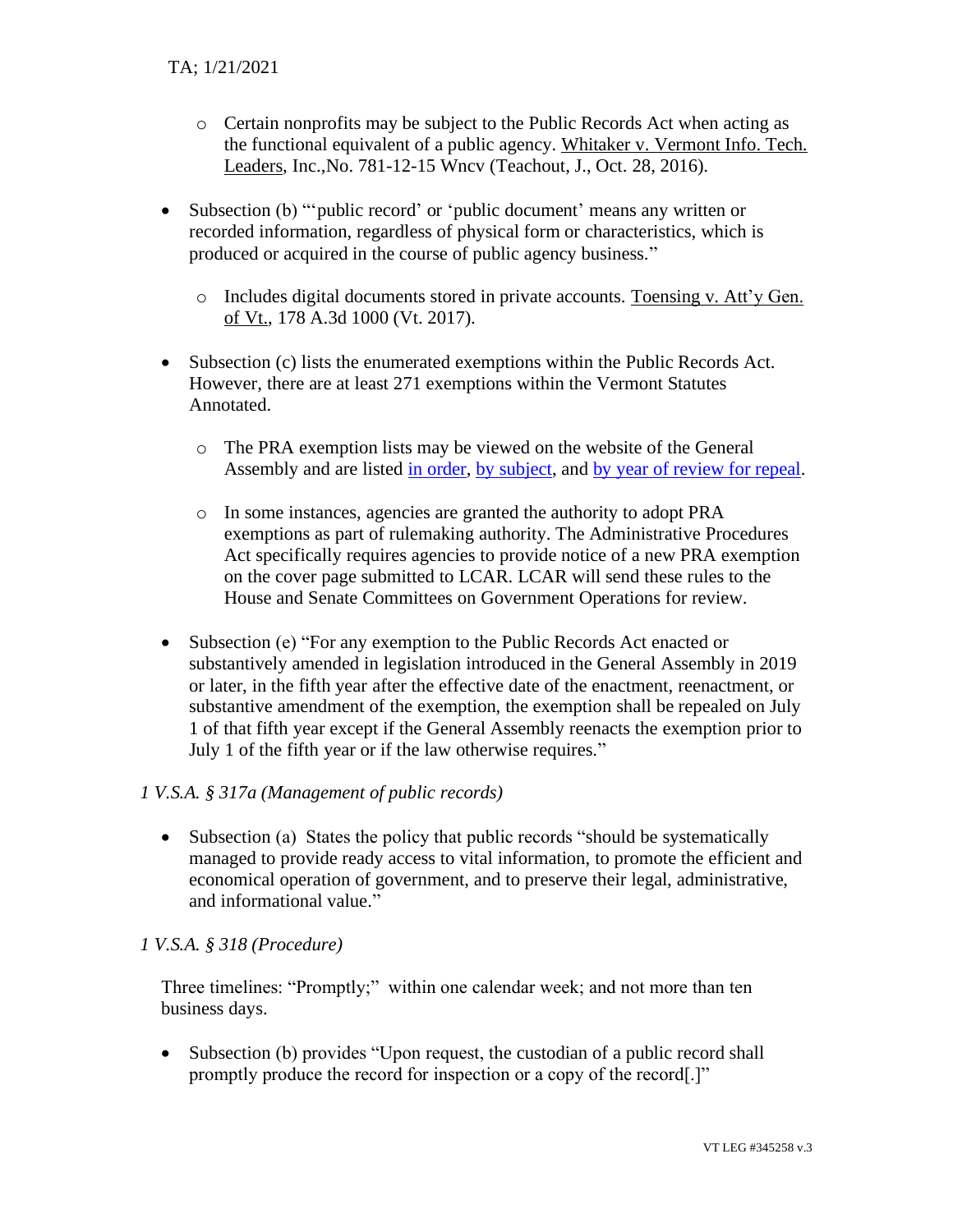- Certain nonprofits may be subject to the Public Records Act when acting as the functional equivalent of a public agency. Whitaker v. Vermont Info. Tech. Leaders, Inc.,No. 781-12-15 Wncv (Teachout, J., Oct. 28, 2016).

- Subsection (b) "'public record' or 'public document' means any written or recorded information, regardless of physical form or characteristics, which is produced or acquired in the course of public agency business."

  - Includes digital documents stored in private accounts. Toensing v. Att'y Gen. of Vt., 178 A.3d 1000 (Vt. 2017).

- Subsection (c) lists the enumerated exemptions within the Public Records Act. However, there are at least 271 exemptions within the Vermont Statutes Annotated.

  - The PRA exemption lists may be viewed on the website of the General Assembly and are listed in order, by subject, and by year of review for repeal.

  - In some instances, agencies are granted the authority to adopt PRA exemptions as part of rulemaking authority. The Administrative Procedures Act specifically requires agencies to provide notice of a new PRA exemption on the cover page submitted to LCAR. LCAR will send these rules to the House and Senate Committees on Government Operations for review.

- Subsection (e) "For any exemption to the Public Records Act enacted or substantively amended in legislation introduced in the General Assembly in 2019 or later, in the fifth year after the effective date of the enactment, reenactment, or substantive amendment of the exemption, the exemption shall be repealed on July 1 of that fifth year except if the General Assembly reenacts the exemption prior to July 1 of the fifth year or if the law otherwise requires."

*1 V.S.A. § 317a (Management of public records)*

- Subsection (a) States the policy that public records "should be systematically managed to provide ready access to vital information, to promote the efficient and economical operation of government, and to preserve their legal, administrative, and informational value."

*1 V.S.A. § 318 (Procedure)*

Three timelines: "Promptly;" within one calendar week; and not more than ten business days.

- Subsection (b) provides "Upon request, the custodian of a public record shall promptly produce the record for inspection or a copy of the record[.]"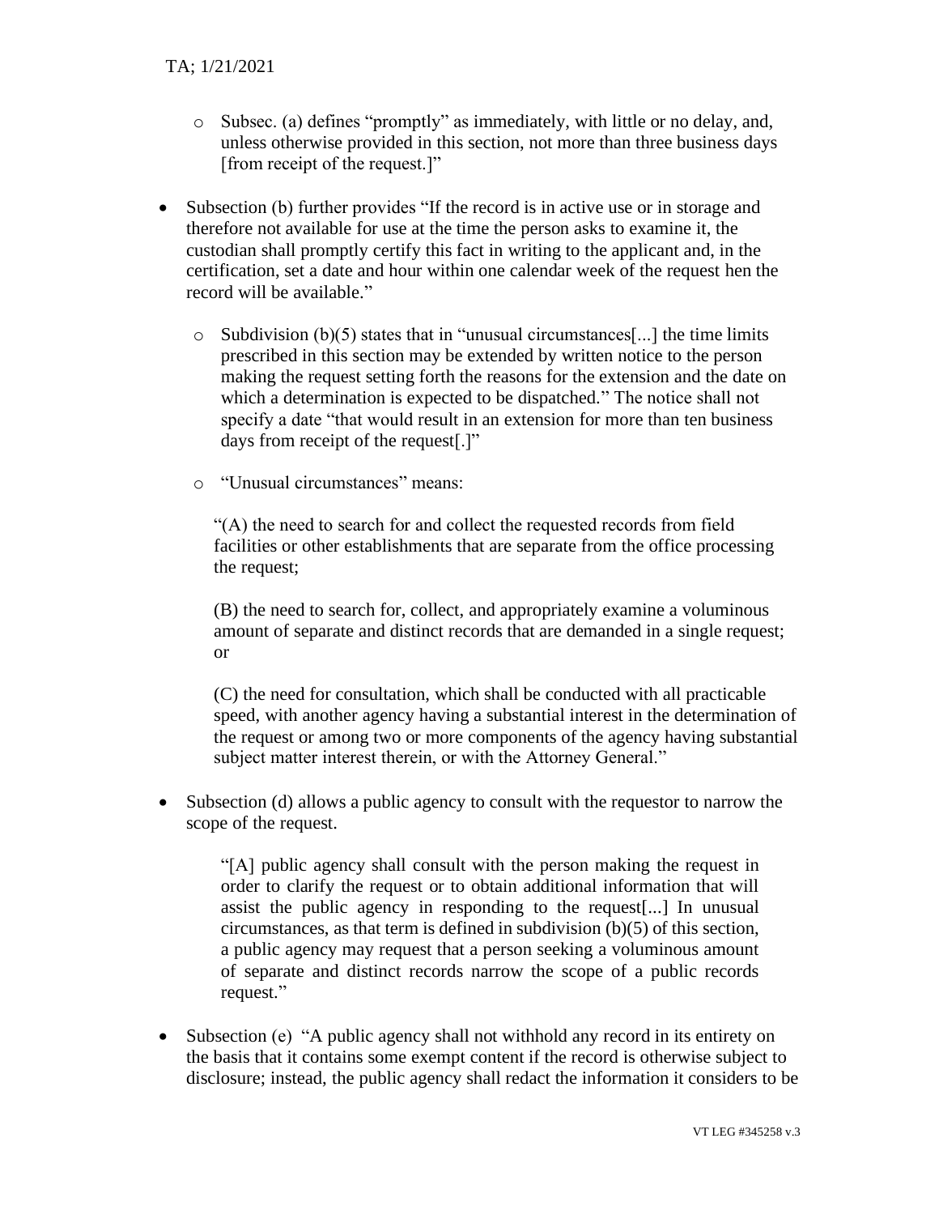- Subsec. (a) defines "promptly" as immediately, with little or no delay, and, unless otherwise provided in this section, not more than three business days [from receipt of the request.]"

- Subsection (b) further provides "If the record is in active use or in storage and therefore not available for use at the time the person asks to examine it, the custodian shall promptly certify this fact in writing to the applicant and, in the certification, set a date and hour within one calendar week of the request hen the record will be available."

  - Subdivision (b)(5) states that in "unusual circumstances[...] the time limits prescribed in this section may be extended by written notice to the person making the request setting forth the reasons for the extension and the date on which a determination is expected to be dispatched." The notice shall not specify a date "that would result in an extension for more than ten business days from receipt of the request[.]"

  - "Unusual circumstances" means:

    "(A) the need to search for and collect the requested records from field facilities or other establishments that are separate from the office processing the request;

    (B) the need to search for, collect, and appropriately examine a voluminous amount of separate and distinct records that are demanded in a single request; or

    (C) the need for consultation, which shall be conducted with all practicable speed, with another agency having a substantial interest in the determination of the request or among two or more components of the agency having substantial subject matter interest therein, or with the Attorney General."

- Subsection (d) allows a public agency to consult with the requestor to narrow the scope of the request.

  > "[A] public agency shall consult with the person making the request in order to clarify the request or to obtain additional information that will assist the public agency in responding to the request[...] In unusual circumstances, as that term is defined in subdivision (b)(5) of this section, a public agency may request that a person seeking a voluminous amount of separate and distinct records narrow the scope of a public records request."

- Subsection (e) "A public agency shall not withhold any record in its entirety on the basis that it contains some exempt content if the record is otherwise subject to disclosure; instead, the public agency shall redact the information it considers to be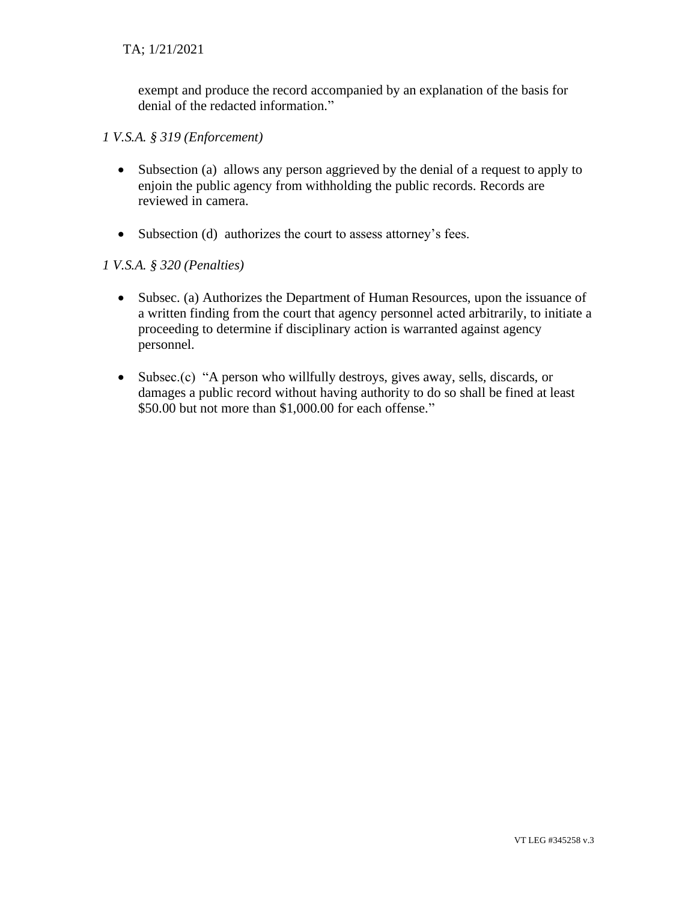exempt and produce the record accompanied by an explanation of the basis for denial of the redacted information."

*1 V.S.A. § 319 (Enforcement)*

- Subsection (a) allows any person aggrieved by the denial of a request to apply to enjoin the public agency from withholding the public records. Records are reviewed in camera.

- Subsection (d) authorizes the court to assess attorney's fees.

*1 V.S.A. § 320 (Penalties)*

- Subsec. (a) Authorizes the Department of Human Resources, upon the issuance of a written finding from the court that agency personnel acted arbitrarily, to initiate a proceeding to determine if disciplinary action is warranted against agency personnel.

- Subsec.(c) "A person who willfully destroys, gives away, sells, discards, or damages a public record without having authority to do so shall be fined at least $50.00 but not more than $1,000.00 for each offense."